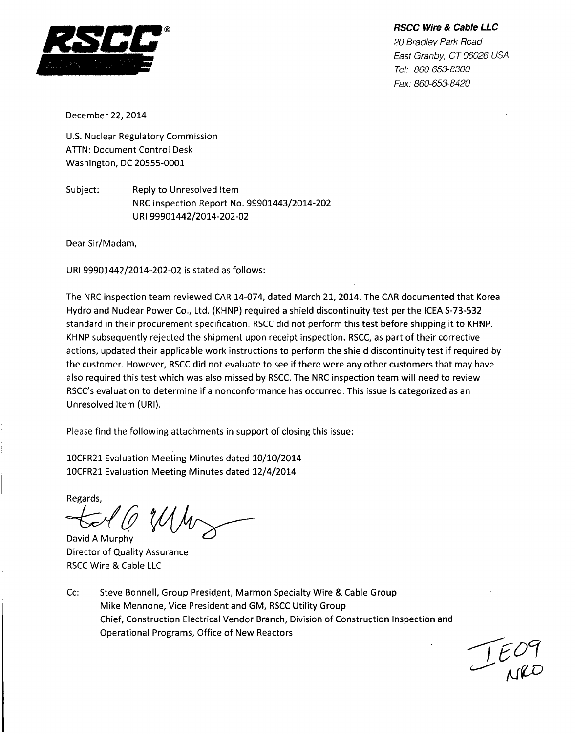**RSCC®**

***RSCC Wire & Cable LLC***
*20 Bradley Park Road*
*East Granby, CT 06026 USA*
*Tel: 860-653-8300*
*Fax: 860-653-8420*

December 22, 2014

U.S. Nuclear Regulatory Commission
ATTN: Document Control Desk
Washington, DC 20555-0001

Subject: Reply to Unresolved Item
NRC Inspection Report No. 99901443/2014-202
URI 99901442/2014-202-02

Dear Sir/Madam,

URI 99901442/2014-202-02 is stated as follows:

The NRC inspection team reviewed CAR 14-074, dated March 21, 2014. The CAR documented that Korea Hydro and Nuclear Power Co., Ltd. (KHNP) required a shield discontinuity test per the ICEA S-73-532 standard in their procurement specification. RSCC did not perform this test before shipping it to KHNP. KHNP subsequently rejected the shipment upon receipt inspection. RSCC, as part of their corrective actions, updated their applicable work instructions to perform the shield discontinuity test if required by the customer. However, RSCC did not evaluate to see if there were any other customers that may have also required this test which was also missed by RSCC. The NRC inspection team will need to review RSCC's evaluation to determine if a nonconformance has occurred. This issue is categorized as an Unresolved Item (URI).

Please find the following attachments in support of closing this issue:

10CFR21 Evaluation Meeting Minutes dated 10/10/2014
10CFR21 Evaluation Meeting Minutes dated 12/4/2014

Regards,

David A Murphy
Director of Quality Assurance
RSCC Wire & Cable LLC

Cc: Steve Bonnell, Group President, Marmon Specialty Wire & Cable Group
Mike Mennone, Vice President and GM, RSCC Utility Group
Chief, Construction Electrical Vendor Branch, Division of Construction Inspection and Operational Programs, Office of New Reactors

IE09
NRO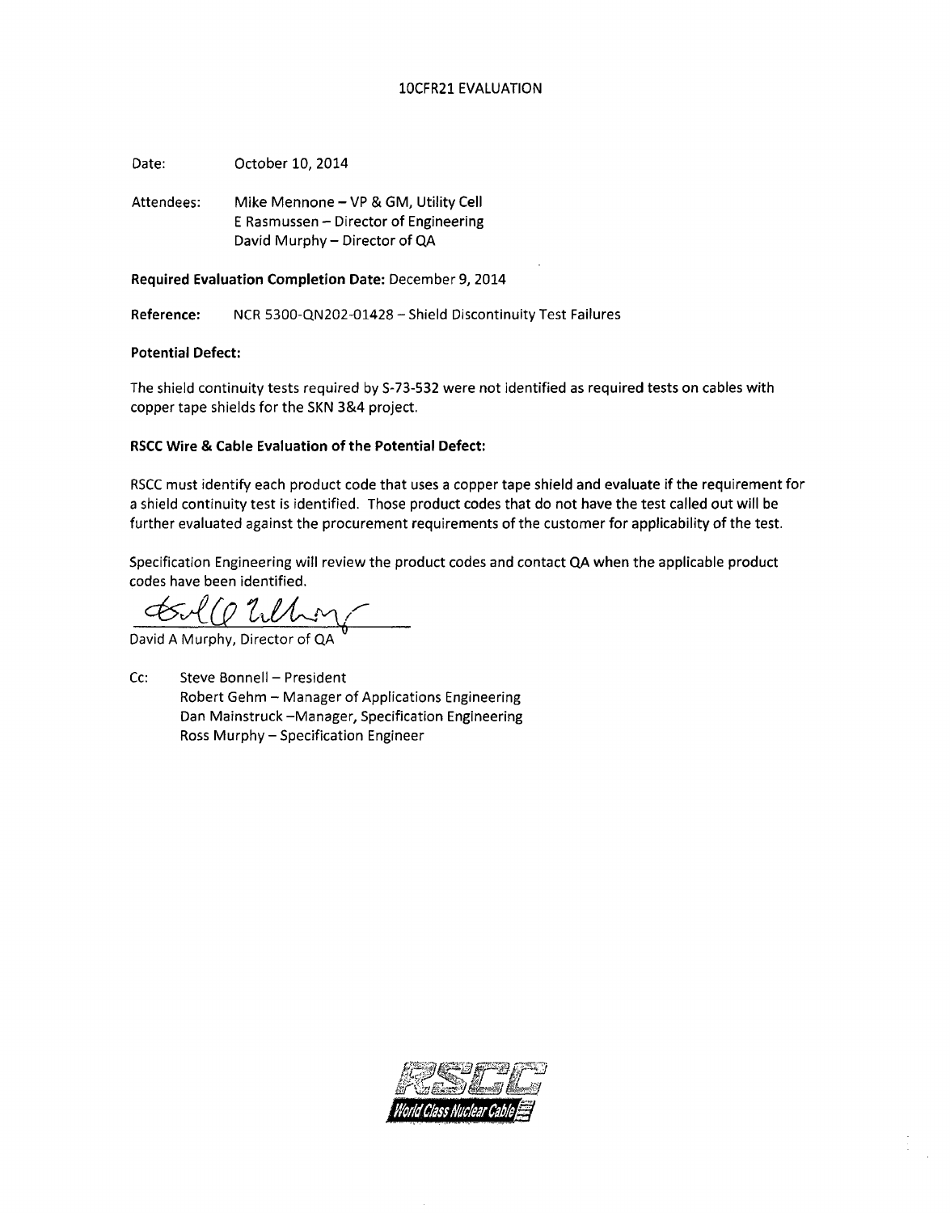# 10CFR21 EVALUATION

Date: October 10, 2014

Attendees: Mike Mennone – VP & GM, Utility Cell
E Rasmussen – Director of Engineering
David Murphy – Director of QA

**Required Evaluation Completion Date:** December 9, 2014

**Reference:** NCR 5300-QN202-01428 – Shield Discontinuity Test Failures

**Potential Defect:**

The shield continuity tests required by S-73-532 were not identified as required tests on cables with copper tape shields for the SKN 3&4 project.

**RSCC Wire & Cable Evaluation of the Potential Defect:**

RSCC must identify each product code that uses a copper tape shield and evaluate if the requirement for a shield continuity test is identified. Those product codes that do not have the test called out will be further evaluated against the procurement requirements of the customer for applicability of the test.

Specification Engineering will review the product codes and contact QA when the applicable product codes have been identified.

David A Murphy, Director of QA

Cc: Steve Bonnell – President
Robert Gehm – Manager of Applications Engineering
Dan Mainstruck –Manager, Specification Engineering
Ross Murphy – Specification Engineer

RSCC
World Class Nuclear Cable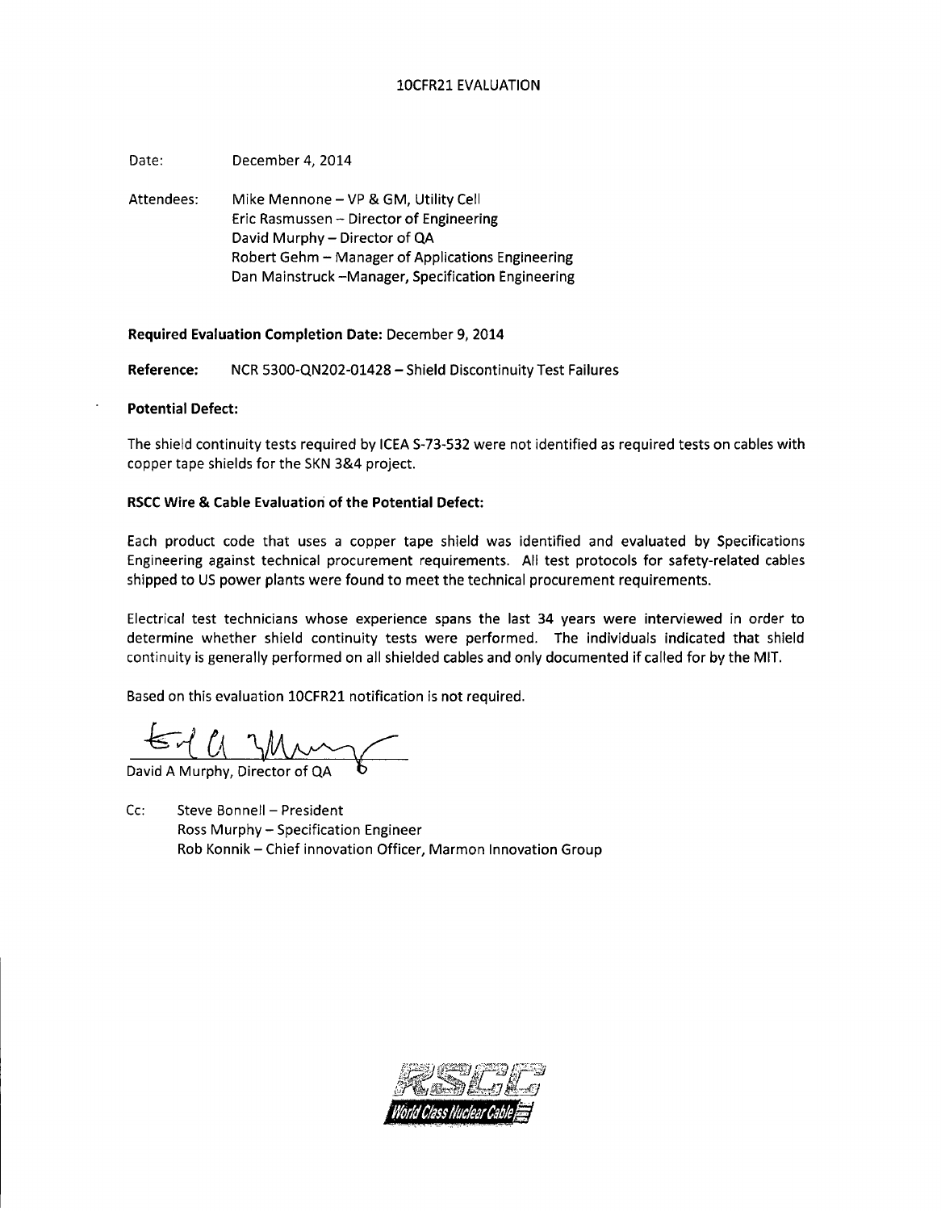# 10CFR21 EVALUATION

Date: December 4, 2014

Attendees: Mike Mennone – VP & GM, Utility Cell
Eric Rasmussen – Director of Engineering
David Murphy – Director of QA
Robert Gehm – Manager of Applications Engineering
Dan Mainstruck –Manager, Specification Engineering

**Required Evaluation Completion Date:** December 9, 2014

**Reference:** NCR 5300-QN202-01428 – Shield Discontinuity Test Failures

**Potential Defect:**

The shield continuity tests required by ICEA S-73-532 were not identified as required tests on cables with copper tape shields for the SKN 3&4 project.

**RSCC Wire & Cable Evaluation of the Potential Defect:**

Each product code that uses a copper tape shield was identified and evaluated by Specifications Engineering against technical procurement requirements. All test protocols for safety-related cables shipped to US power plants were found to meet the technical procurement requirements.

Electrical test technicians whose experience spans the last 34 years were interviewed in order to determine whether shield continuity tests were performed. The individuals indicated that shield continuity is generally performed on all shielded cables and only documented if called for by the MIT.

Based on this evaluation 10CFR21 notification is not required.

David A Murphy, Director of QA

Cc: Steve Bonnell – President
Ross Murphy – Specification Engineer
Rob Konnik – Chief innovation Officer, Marmon Innovation Group

RSCC
World Class Nuclear Cable